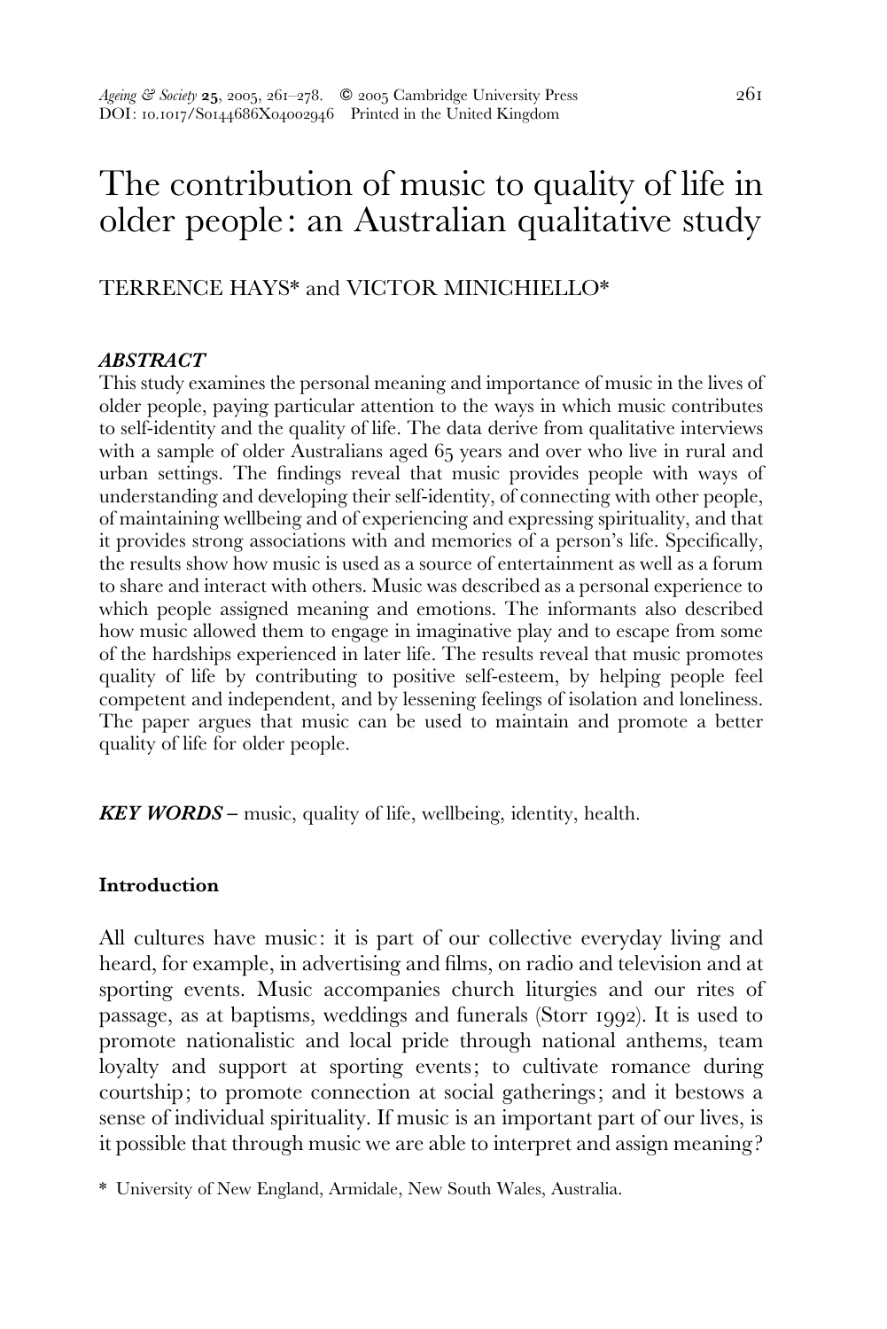# The contribution of music to quality of life in older people: an Australian qualitative study

TERRENCE HAYS* and VICTOR MINICHIELLO*

### *ABSTRACT*

This study examines the personal meaning and importance of music in the lives of older people, paying particular attention to the ways in which music contributes to self-identity and the quality of life. The data derive from qualitative interviews with a sample of older Australians aged 65 years and over who live in rural and urban settings. The findings reveal that music provides people with ways of understanding and developing their self-identity, of connecting with other people, of maintaining wellbeing and of experiencing and expressing spirituality, and that it provides strong associations with and memories of a person's life. Specifically, the results show how music is used as a source of entertainment as well as a forum to share and interact with others. Music was described as a personal experience to which people assigned meaning and emotions. The informants also described how music allowed them to engage in imaginative play and to escape from some of the hardships experienced in later life. The results reveal that music promotes quality of life by contributing to positive self-esteem, by helping people feel competent and independent, and by lessening feelings of isolation and loneliness. The paper argues that music can be used to maintain and promote a better quality of life for older people.

***KEY WORDS*** – music, quality of life, wellbeing, identity, health.

## Introduction

All cultures have music: it is part of our collective everyday living and heard, for example, in advertising and films, on radio and television and at sporting events. Music accompanies church liturgies and our rites of passage, as at baptisms, weddings and funerals (Storr 1992). It is used to promote nationalistic and local pride through national anthems, team loyalty and support at sporting events; to cultivate romance during courtship; to promote connection at social gatherings; and it bestows a sense of individual spirituality. If music is an important part of our lives, is it possible that through music we are able to interpret and assign meaning?

\* University of New England, Armidale, New South Wales, Australia.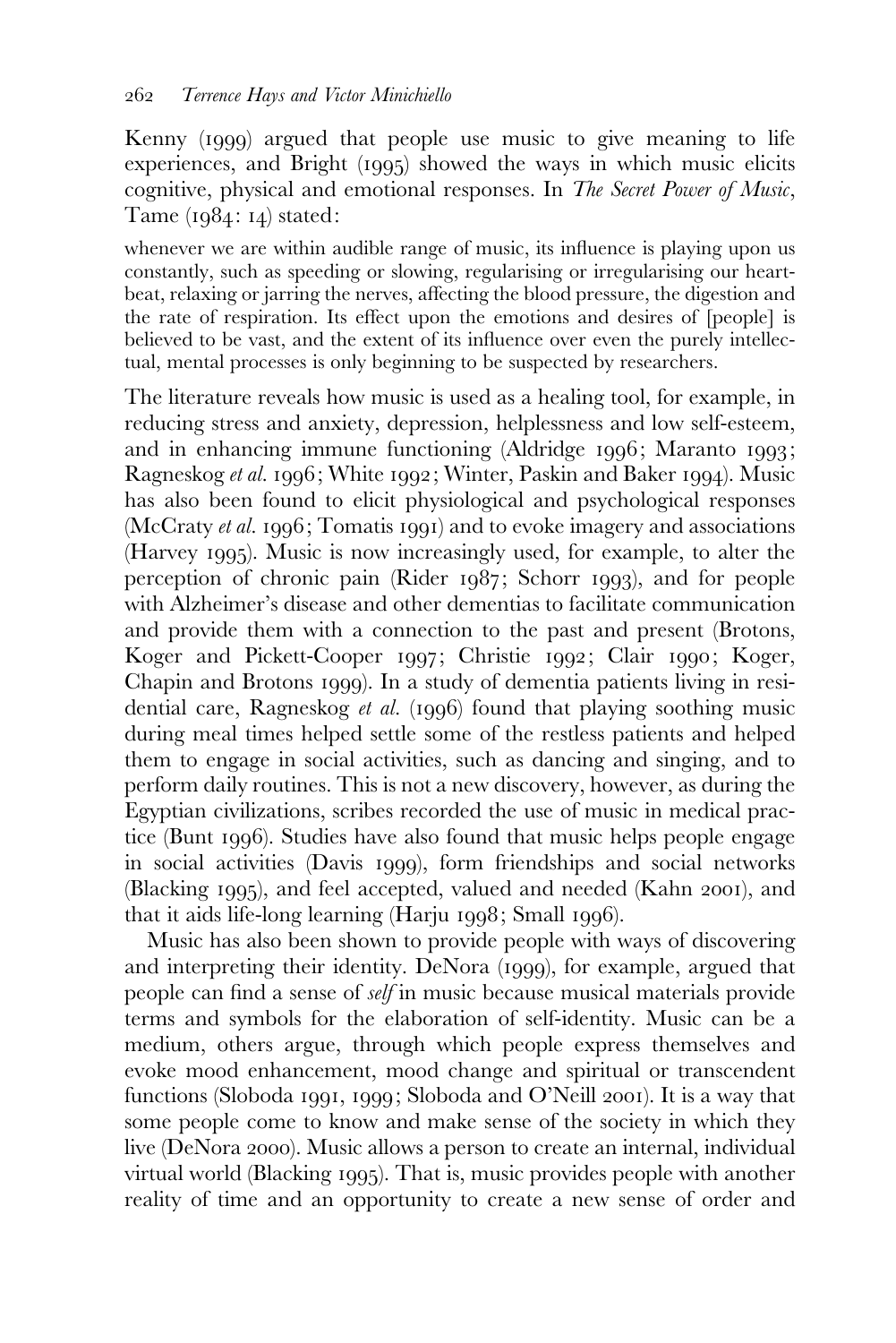Kenny (1999) argued that people use music to give meaning to life experiences, and Bright (1995) showed the ways in which music elicits cognitive, physical and emotional responses. In *The Secret Power of Music*, Tame (1984: 14) stated:

> whenever we are within audible range of music, its influence is playing upon us constantly, such as speeding or slowing, regularising or irregularising our heartbeat, relaxing or jarring the nerves, affecting the blood pressure, the digestion and the rate of respiration. Its effect upon the emotions and desires of [people] is believed to be vast, and the extent of its influence over even the purely intellectual, mental processes is only beginning to be suspected by researchers.

The literature reveals how music is used as a healing tool, for example, in reducing stress and anxiety, depression, helplessness and low self-esteem, and in enhancing immune functioning (Aldridge 1996; Maranto 1993; Ragneskog *et al.* 1996; White 1992; Winter, Paskin and Baker 1994). Music has also been found to elicit physiological and psychological responses (McCraty *et al.* 1996; Tomatis 1991) and to evoke imagery and associations (Harvey 1995). Music is now increasingly used, for example, to alter the perception of chronic pain (Rider 1987; Schorr 1993), and for people with Alzheimer's disease and other dementias to facilitate communication and provide them with a connection to the past and present (Brotons, Koger and Pickett-Cooper 1997; Christie 1992; Clair 1990; Koger, Chapin and Brotons 1999). In a study of dementia patients living in residential care, Ragneskog *et al.* (1996) found that playing soothing music during meal times helped settle some of the restless patients and helped them to engage in social activities, such as dancing and singing, and to perform daily routines. This is not a new discovery, however, as during the Egyptian civilizations, scribes recorded the use of music in medical practice (Bunt 1996). Studies have also found that music helps people engage in social activities (Davis 1999), form friendships and social networks (Blacking 1995), and feel accepted, valued and needed (Kahn 2001), and that it aids life-long learning (Harju 1998; Small 1996).

Music has also been shown to provide people with ways of discovering and interpreting their identity. DeNora (1999), for example, argued that people can find a sense of *self* in music because musical materials provide terms and symbols for the elaboration of self-identity. Music can be a medium, others argue, through which people express themselves and evoke mood enhancement, mood change and spiritual or transcendent functions (Sloboda 1991, 1999; Sloboda and O'Neill 2001). It is a way that some people come to know and make sense of the society in which they live (DeNora 2000). Music allows a person to create an internal, individual virtual world (Blacking 1995). That is, music provides people with another reality of time and an opportunity to create a new sense of order and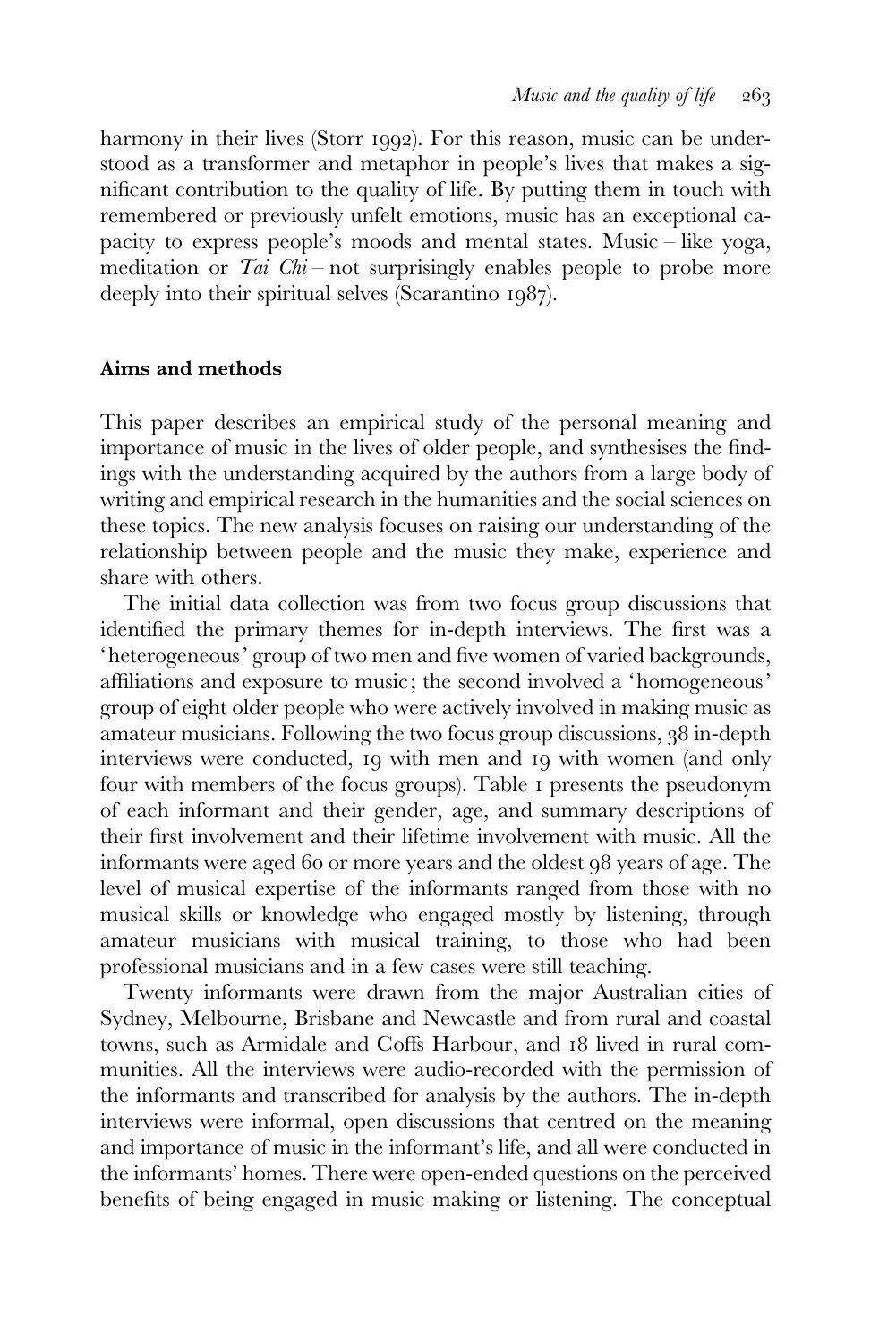harmony in their lives (Storr 1992). For this reason, music can be understood as a transformer and metaphor in people's lives that makes a significant contribution to the quality of life. By putting them in touch with remembered or previously unfelt emotions, music has an exceptional capacity to express people's moods and mental states. Music – like yoga, meditation or *Tai Chi* – not surprisingly enables people to probe more deeply into their spiritual selves (Scarantino 1987).

## Aims and methods

This paper describes an empirical study of the personal meaning and importance of music in the lives of older people, and synthesises the findings with the understanding acquired by the authors from a large body of writing and empirical research in the humanities and the social sciences on these topics. The new analysis focuses on raising our understanding of the relationship between people and the music they make, experience and share with others.

The initial data collection was from two focus group discussions that identified the primary themes for in-depth interviews. The first was a 'heterogeneous' group of two men and five women of varied backgrounds, affiliations and exposure to music; the second involved a 'homogeneous' group of eight older people who were actively involved in making music as amateur musicians. Following the two focus group discussions, 38 in-depth interviews were conducted, 19 with men and 19 with women (and only four with members of the focus groups). Table 1 presents the pseudonym of each informant and their gender, age, and summary descriptions of their first involvement and their lifetime involvement with music. All the informants were aged 60 or more years and the oldest 98 years of age. The level of musical expertise of the informants ranged from those with no musical skills or knowledge who engaged mostly by listening, through amateur musicians with musical training, to those who had been professional musicians and in a few cases were still teaching.

Twenty informants were drawn from the major Australian cities of Sydney, Melbourne, Brisbane and Newcastle and from rural and coastal towns, such as Armidale and Coffs Harbour, and 18 lived in rural communities. All the interviews were audio-recorded with the permission of the informants and transcribed for analysis by the authors. The in-depth interviews were informal, open discussions that centred on the meaning and importance of music in the informant's life, and all were conducted in the informants' homes. There were open-ended questions on the perceived benefits of being engaged in music making or listening. The conceptual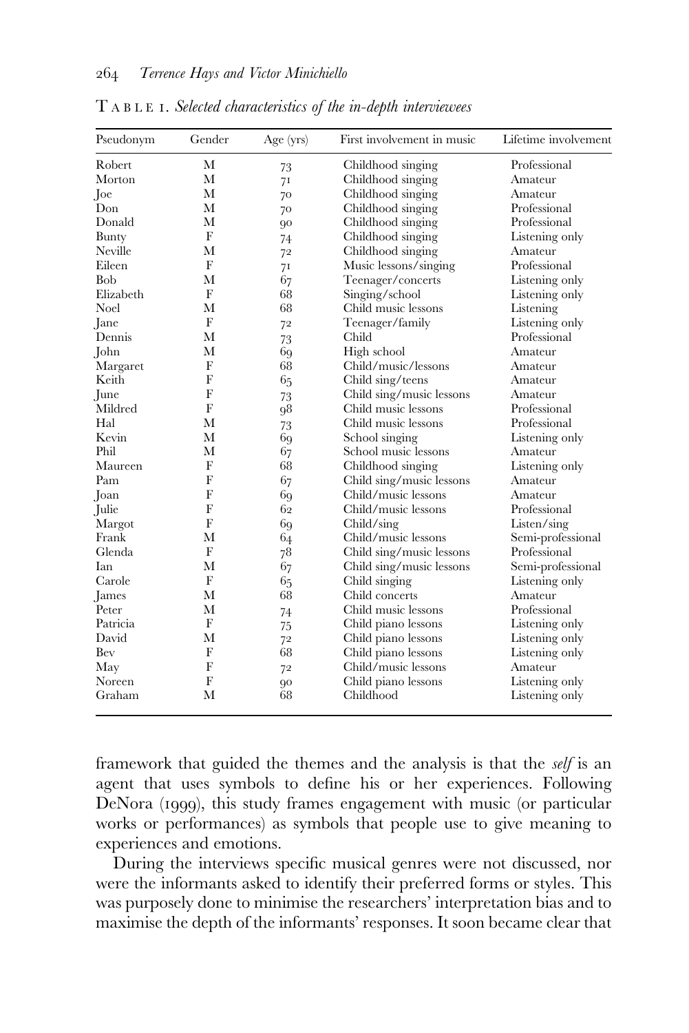TABLE 1. *Selected characteristics of the in-depth interviewees*

| Pseudonym | Gender | Age (yrs) | First involvement in music | Lifetime involvement |
|---|---|---|---|---|
| Robert | M | 73 | Childhood singing | Professional |
| Morton | M | 71 | Childhood singing | Amateur |
| Joe | M | 70 | Childhood singing | Amateur |
| Don | M | 70 | Childhood singing | Professional |
| Donald | M | 90 | Childhood singing | Professional |
| Bunty | F | 74 | Childhood singing | Listening only |
| Neville | M | 72 | Childhood singing | Amateur |
| Eileen | F | 71 | Music lessons/singing | Professional |
| Bob | M | 67 | Teenager/concerts | Listening only |
| Elizabeth | F | 68 | Singing/school | Listening only |
| Noel | M | 68 | Child music lessons | Listening |
| Jane | F | 72 | Teenager/family | Listening only |
| Dennis | M | 73 | Child | Professional |
| John | M | 69 | High school | Amateur |
| Margaret | F | 68 | Child/music/lessons | Amateur |
| Keith | F | 65 | Child sing/teens | Amateur |
| June | F | 73 | Child sing/music lessons | Amateur |
| Mildred | F | 98 | Child music lessons | Professional |
| Hal | M | 73 | Child music lessons | Professional |
| Kevin | M | 69 | School singing | Listening only |
| Phil | M | 67 | School music lessons | Amateur |
| Maureen | F | 68 | Childhood singing | Listening only |
| Pam | F | 67 | Child sing/music lessons | Amateur |
| Joan | F | 69 | Child/music lessons | Amateur |
| Julie | F | 62 | Child/music lessons | Professional |
| Margot | F | 69 | Child/sing | Listen/sing |
| Frank | M | 64 | Child/music lessons | Semi-professional |
| Glenda | F | 78 | Child sing/music lessons | Professional |
| Ian | M | 67 | Child sing/music lessons | Semi-professional |
| Carole | F | 65 | Child singing | Listening only |
| James | M | 68 | Child concerts | Amateur |
| Peter | M | 74 | Child music lessons | Professional |
| Patricia | F | 75 | Child piano lessons | Listening only |
| David | M | 72 | Child piano lessons | Listening only |
| Bev | F | 68 | Child piano lessons | Listening only |
| May | F | 72 | Child/music lessons | Amateur |
| Noreen | F | 90 | Child piano lessons | Listening only |
| Graham | M | 68 | Childhood | Listening only |

framework that guided the themes and the analysis is that the *self* is an agent that uses symbols to define his or her experiences. Following DeNora (1999), this study frames engagement with music (or particular works or performances) as symbols that people use to give meaning to experiences and emotions.

During the interviews specific musical genres were not discussed, nor were the informants asked to identify their preferred forms or styles. This was purposely done to minimise the researchers' interpretation bias and to maximise the depth of the informants' responses. It soon became clear that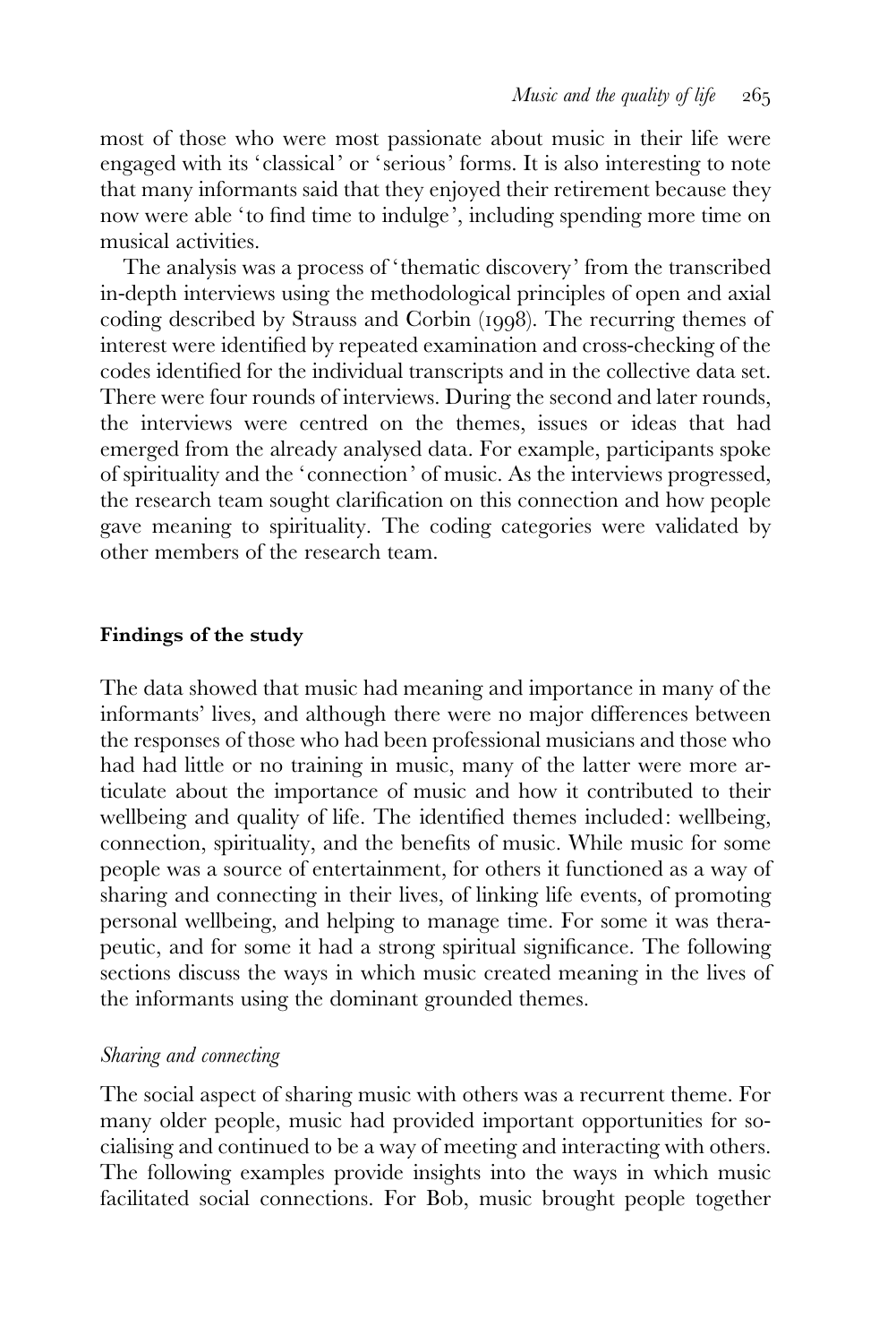most of those who were most passionate about music in their life were engaged with its 'classical' or 'serious' forms. It is also interesting to note that many informants said that they enjoyed their retirement because they now were able 'to find time to indulge', including spending more time on musical activities.

The analysis was a process of 'thematic discovery' from the transcribed in-depth interviews using the methodological principles of open and axial coding described by Strauss and Corbin (1998). The recurring themes of interest were identified by repeated examination and cross-checking of the codes identified for the individual transcripts and in the collective data set. There were four rounds of interviews. During the second and later rounds, the interviews were centred on the themes, issues or ideas that had emerged from the already analysed data. For example, participants spoke of spirituality and the 'connection' of music. As the interviews progressed, the research team sought clarification on this connection and how people gave meaning to spirituality. The coding categories were validated by other members of the research team.

## Findings of the study

The data showed that music had meaning and importance in many of the informants' lives, and although there were no major differences between the responses of those who had been professional musicians and those who had had little or no training in music, many of the latter were more articulate about the importance of music and how it contributed to their wellbeing and quality of life. The identified themes included: wellbeing, connection, spirituality, and the benefits of music. While music for some people was a source of entertainment, for others it functioned as a way of sharing and connecting in their lives, of linking life events, of promoting personal wellbeing, and helping to manage time. For some it was therapeutic, and for some it had a strong spiritual significance. The following sections discuss the ways in which music created meaning in the lives of the informants using the dominant grounded themes.

### *Sharing and connecting*

The social aspect of sharing music with others was a recurrent theme. For many older people, music had provided important opportunities for socialising and continued to be a way of meeting and interacting with others. The following examples provide insights into the ways in which music facilitated social connections. For Bob, music brought people together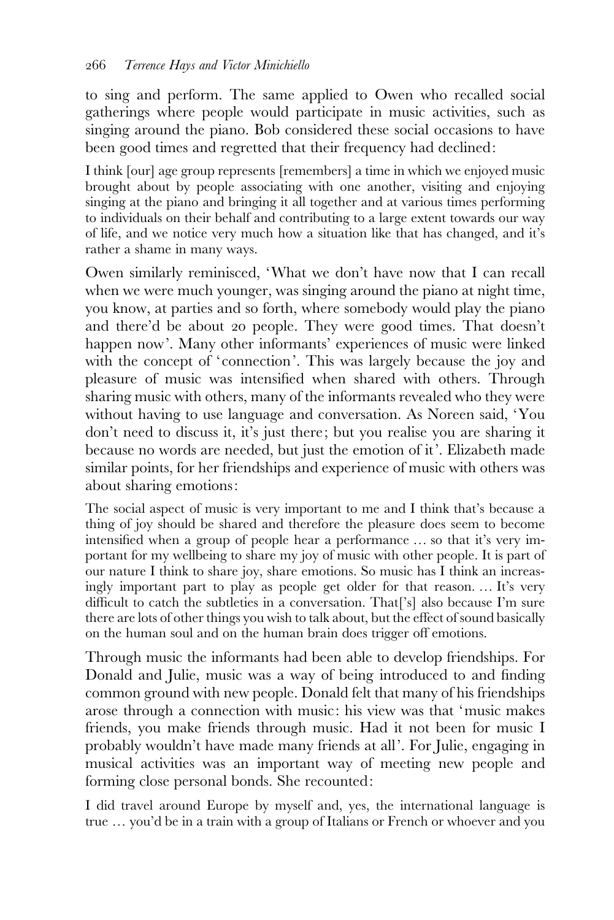to sing and perform. The same applied to Owen who recalled social gatherings where people would participate in music activities, such as singing around the piano. Bob considered these social occasions to have been good times and regretted that their frequency had declined:

> I think [our] age group represents [remembers] a time in which we enjoyed music brought about by people associating with one another, visiting and enjoying singing at the piano and bringing it all together and at various times performing to individuals on their behalf and contributing to a large extent towards our way of life, and we notice very much how a situation like that has changed, and it's rather a shame in many ways.

Owen similarly reminisced, 'What we don't have now that I can recall when we were much younger, was singing around the piano at night time, you know, at parties and so forth, where somebody would play the piano and there'd be about 20 people. They were good times. That doesn't happen now'. Many other informants' experiences of music were linked with the concept of 'connection'. This was largely because the joy and pleasure of music was intensified when shared with others. Through sharing music with others, many of the informants revealed who they were without having to use language and conversation. As Noreen said, 'You don't need to discuss it, it's just there; but you realise you are sharing it because no words are needed, but just the emotion of it'. Elizabeth made similar points, for her friendships and experience of music with others was about sharing emotions:

> The social aspect of music is very important to me and I think that's because a thing of joy should be shared and therefore the pleasure does seem to become intensified when a group of people hear a performance … so that it's very important for my wellbeing to share my joy of music with other people. It is part of our nature I think to share joy, share emotions. So music has I think an increasingly important part to play as people get older for that reason. … It's very difficult to catch the subtleties in a conversation. That['s] also because I'm sure there are lots of other things you wish to talk about, but the effect of sound basically on the human soul and on the human brain does trigger off emotions.

Through music the informants had been able to develop friendships. For Donald and Julie, music was a way of being introduced to and finding common ground with new people. Donald felt that many of his friendships arose through a connection with music: his view was that 'music makes friends, you make friends through music. Had it not been for music I probably wouldn't have made many friends at all'. For Julie, engaging in musical activities was an important way of meeting new people and forming close personal bonds. She recounted:

> I did travel around Europe by myself and, yes, the international language is true … you'd be in a train with a group of Italians or French or whoever and you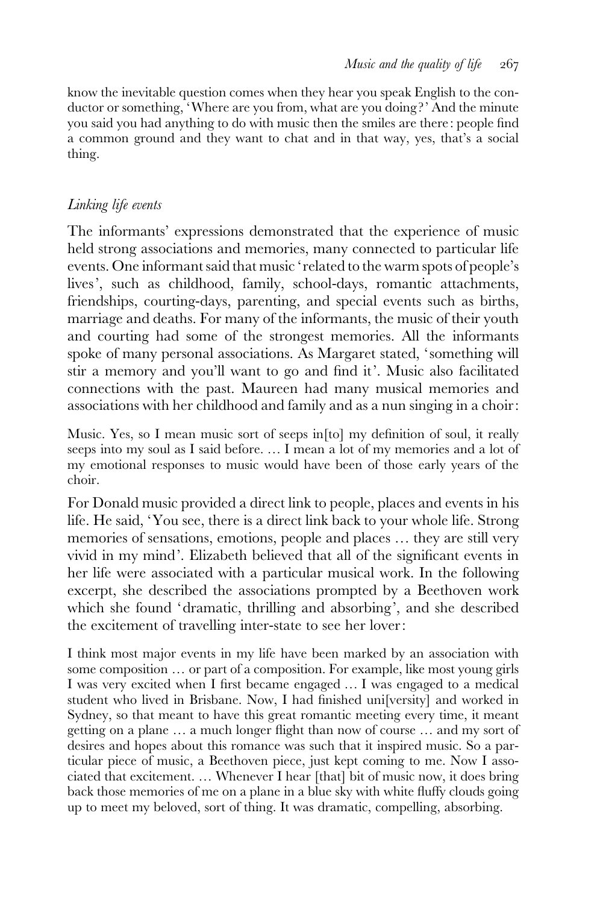know the inevitable question comes when they hear you speak English to the conductor or something, 'Where are you from, what are you doing?' And the minute you said you had anything to do with music then the smiles are there: people find a common ground and they want to chat and in that way, yes, that's a social thing.

### *Linking life events*

The informants' expressions demonstrated that the experience of music held strong associations and memories, many connected to particular life events. One informant said that music 'related to the warm spots of people's lives', such as childhood, family, school-days, romantic attachments, friendships, courting-days, parenting, and special events such as births, marriage and deaths. For many of the informants, the music of their youth and courting had some of the strongest memories. All the informants spoke of many personal associations. As Margaret stated, 'something will stir a memory and you'll want to go and find it'. Music also facilitated connections with the past. Maureen had many musical memories and associations with her childhood and family and as a nun singing in a choir:

> Music. Yes, so I mean music sort of seeps in[to] my definition of soul, it really seeps into my soul as I said before. … I mean a lot of my memories and a lot of my emotional responses to music would have been of those early years of the choir.

For Donald music provided a direct link to people, places and events in his life. He said, 'You see, there is a direct link back to your whole life. Strong memories of sensations, emotions, people and places … they are still very vivid in my mind'. Elizabeth believed that all of the significant events in her life were associated with a particular musical work. In the following excerpt, she described the associations prompted by a Beethoven work which she found 'dramatic, thrilling and absorbing', and she described the excitement of travelling inter-state to see her lover:

> I think most major events in my life have been marked by an association with some composition … or part of a composition. For example, like most young girls I was very excited when I first became engaged … I was engaged to a medical student who lived in Brisbane. Now, I had finished uni[versity] and worked in Sydney, so that meant to have this great romantic meeting every time, it meant getting on a plane … a much longer flight than now of course … and my sort of desires and hopes about this romance was such that it inspired music. So a particular piece of music, a Beethoven piece, just kept coming to me. Now I associated that excitement. … Whenever I hear [that] bit of music now, it does bring back those memories of me on a plane in a blue sky with white fluffy clouds going up to meet my beloved, sort of thing. It was dramatic, compelling, absorbing.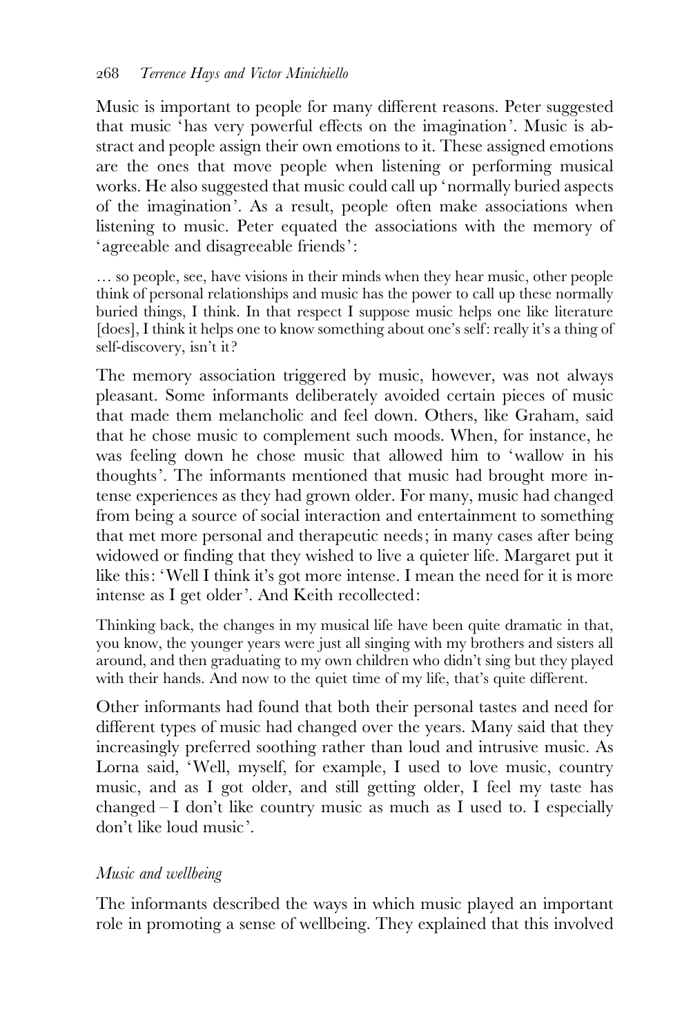Music is important to people for many different reasons. Peter suggested that music 'has very powerful effects on the imagination'. Music is abstract and people assign their own emotions to it. These assigned emotions are the ones that move people when listening or performing musical works. He also suggested that music could call up 'normally buried aspects of the imagination'. As a result, people often make associations when listening to music. Peter equated the associations with the memory of 'agreeable and disagreeable friends':

> … so people, see, have visions in their minds when they hear music, other people think of personal relationships and music has the power to call up these normally buried things, I think. In that respect I suppose music helps one like literature [does], I think it helps one to know something about one's self: really it's a thing of self-discovery, isn't it?

The memory association triggered by music, however, was not always pleasant. Some informants deliberately avoided certain pieces of music that made them melancholic and feel down. Others, like Graham, said that he chose music to complement such moods. When, for instance, he was feeling down he chose music that allowed him to 'wallow in his thoughts'. The informants mentioned that music had brought more intense experiences as they had grown older. For many, music had changed from being a source of social interaction and entertainment to something that met more personal and therapeutic needs; in many cases after being widowed or finding that they wished to live a quieter life. Margaret put it like this: 'Well I think it's got more intense. I mean the need for it is more intense as I get older'. And Keith recollected:

> Thinking back, the changes in my musical life have been quite dramatic in that, you know, the younger years were just all singing with my brothers and sisters all around, and then graduating to my own children who didn't sing but they played with their hands. And now to the quiet time of my life, that's quite different.

Other informants had found that both their personal tastes and need for different types of music had changed over the years. Many said that they increasingly preferred soothing rather than loud and intrusive music. As Lorna said, 'Well, myself, for example, I used to love music, country music, and as I got older, and still getting older, I feel my taste has changed – I don't like country music as much as I used to. I especially don't like loud music'.

### *Music and wellbeing*

The informants described the ways in which music played an important role in promoting a sense of wellbeing. They explained that this involved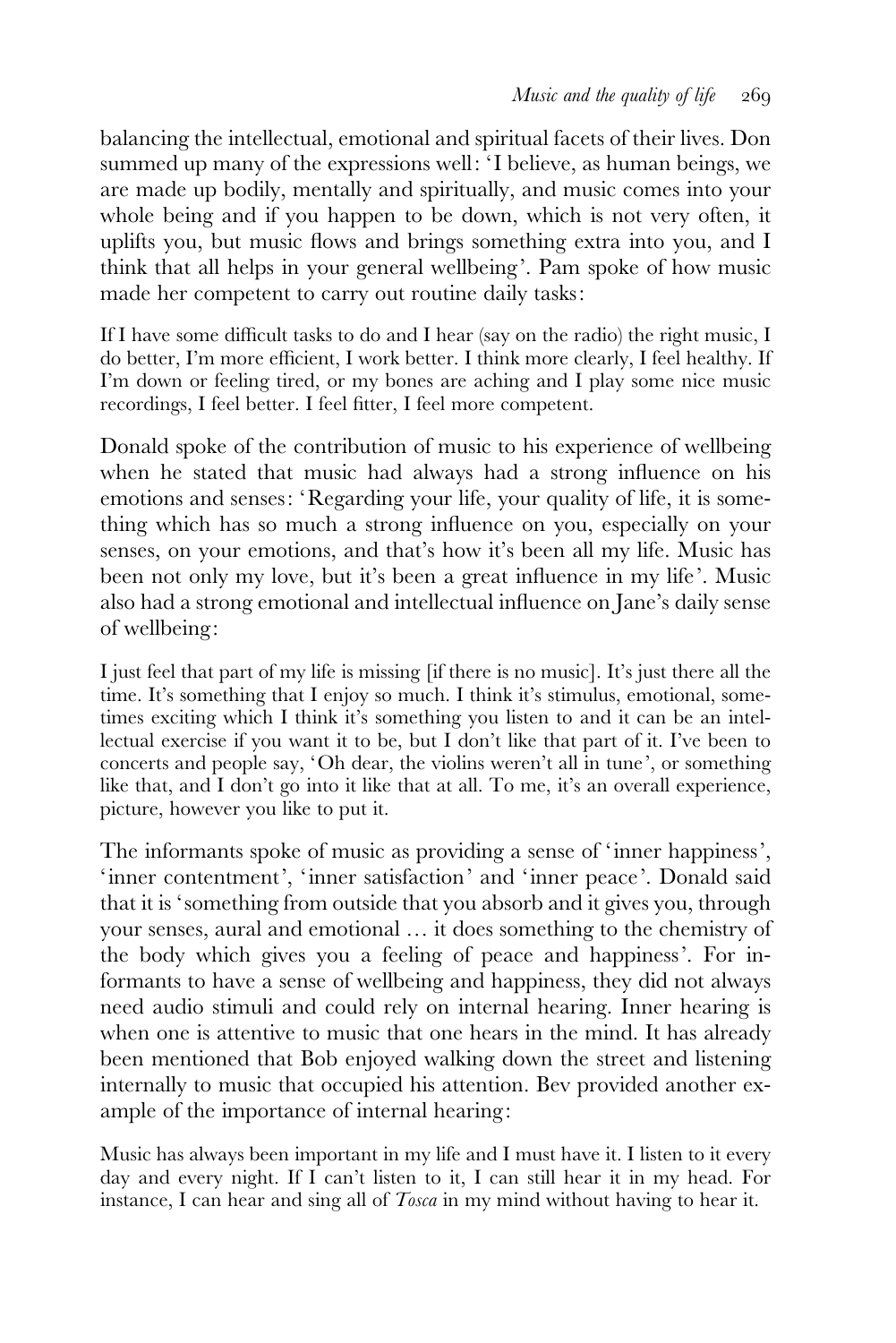balancing the intellectual, emotional and spiritual facets of their lives. Don summed up many of the expressions well: 'I believe, as human beings, we are made up bodily, mentally and spiritually, and music comes into your whole being and if you happen to be down, which is not very often, it uplifts you, but music flows and brings something extra into you, and I think that all helps in your general wellbeing'. Pam spoke of how music made her competent to carry out routine daily tasks:

> If I have some difficult tasks to do and I hear (say on the radio) the right music, I do better, I'm more efficient, I work better. I think more clearly, I feel healthy. If I'm down or feeling tired, or my bones are aching and I play some nice music recordings, I feel better. I feel fitter, I feel more competent.

Donald spoke of the contribution of music to his experience of wellbeing when he stated that music had always had a strong influence on his emotions and senses: 'Regarding your life, your quality of life, it is something which has so much a strong influence on you, especially on your senses, on your emotions, and that's how it's been all my life. Music has been not only my love, but it's been a great influence in my life'. Music also had a strong emotional and intellectual influence on Jane's daily sense of wellbeing:

> I just feel that part of my life is missing [if there is no music]. It's just there all the time. It's something that I enjoy so much. I think it's stimulus, emotional, sometimes exciting which I think it's something you listen to and it can be an intellectual exercise if you want it to be, but I don't like that part of it. I've been to concerts and people say, 'Oh dear, the violins weren't all in tune', or something like that, and I don't go into it like that at all. To me, it's an overall experience, picture, however you like to put it.

The informants spoke of music as providing a sense of 'inner happiness', 'inner contentment', 'inner satisfaction' and 'inner peace'. Donald said that it is 'something from outside that you absorb and it gives you, through your senses, aural and emotional … it does something to the chemistry of the body which gives you a feeling of peace and happiness'. For informants to have a sense of wellbeing and happiness, they did not always need audio stimuli and could rely on internal hearing. Inner hearing is when one is attentive to music that one hears in the mind. It has already been mentioned that Bob enjoyed walking down the street and listening internally to music that occupied his attention. Bev provided another example of the importance of internal hearing:

> Music has always been important in my life and I must have it. I listen to it every day and every night. If I can't listen to it, I can still hear it in my head. For instance, I can hear and sing all of *Tosca* in my mind without having to hear it.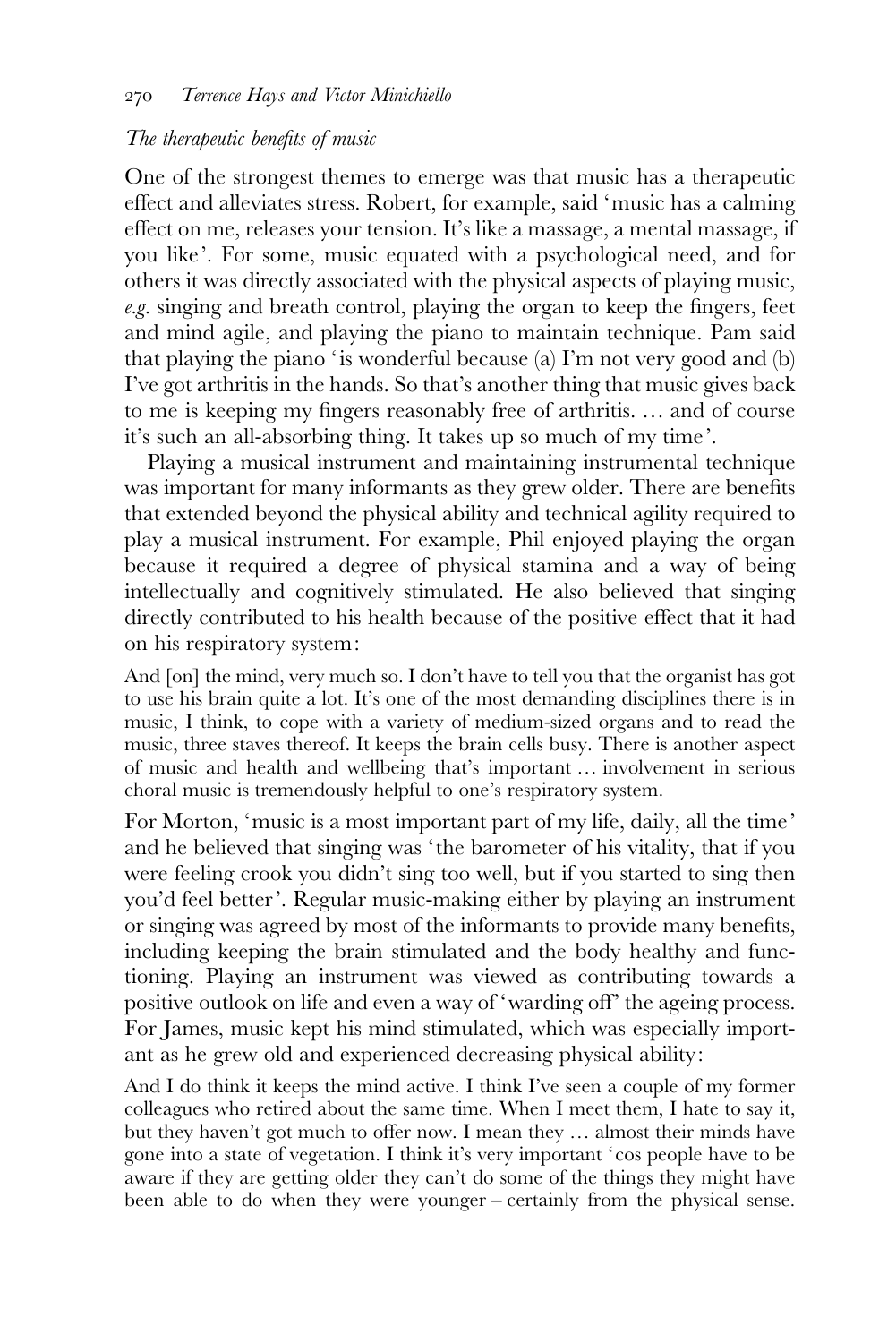*The therapeutic benefits of music*

One of the strongest themes to emerge was that music has a therapeutic effect and alleviates stress. Robert, for example, said 'music has a calming effect on me, releases your tension. It's like a massage, a mental massage, if you like'. For some, music equated with a psychological need, and for others it was directly associated with the physical aspects of playing music, *e.g.* singing and breath control, playing the organ to keep the fingers, feet and mind agile, and playing the piano to maintain technique. Pam said that playing the piano 'is wonderful because (a) I'm not very good and (b) I've got arthritis in the hands. So that's another thing that music gives back to me is keeping my fingers reasonably free of arthritis. … and of course it's such an all-absorbing thing. It takes up so much of my time'.

Playing a musical instrument and maintaining instrumental technique was important for many informants as they grew older. There are benefits that extended beyond the physical ability and technical agility required to play a musical instrument. For example, Phil enjoyed playing the organ because it required a degree of physical stamina and a way of being intellectually and cognitively stimulated. He also believed that singing directly contributed to his health because of the positive effect that it had on his respiratory system:

> And [on] the mind, very much so. I don't have to tell you that the organist has got to use his brain quite a lot. It's one of the most demanding disciplines there is in music, I think, to cope with a variety of medium-sized organs and to read the music, three staves thereof. It keeps the brain cells busy. There is another aspect of music and health and wellbeing that's important … involvement in serious choral music is tremendously helpful to one's respiratory system.

For Morton, 'music is a most important part of my life, daily, all the time' and he believed that singing was 'the barometer of his vitality, that if you were feeling crook you didn't sing too well, but if you started to sing then you'd feel better'. Regular music-making either by playing an instrument or singing was agreed by most of the informants to provide many benefits, including keeping the brain stimulated and the body healthy and functioning. Playing an instrument was viewed as contributing towards a positive outlook on life and even a way of 'warding off' the ageing process. For James, music kept his mind stimulated, which was especially important as he grew old and experienced decreasing physical ability:

> And I do think it keeps the mind active. I think I've seen a couple of my former colleagues who retired about the same time. When I meet them, I hate to say it, but they haven't got much to offer now. I mean they … almost their minds have gone into a state of vegetation. I think it's very important 'cos people have to be aware if they are getting older they can't do some of the things they might have been able to do when they were younger – certainly from the physical sense.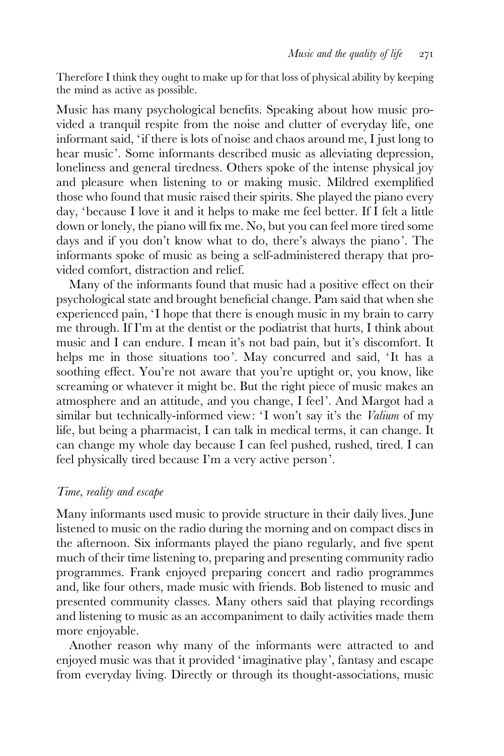Therefore I think they ought to make up for that loss of physical ability by keeping the mind as active as possible.

Music has many psychological benefits. Speaking about how music provided a tranquil respite from the noise and clutter of everyday life, one informant said, 'if there is lots of noise and chaos around me, I just long to hear music'. Some informants described music as alleviating depression, loneliness and general tiredness. Others spoke of the intense physical joy and pleasure when listening to or making music. Mildred exemplified those who found that music raised their spirits. She played the piano every day, 'because I love it and it helps to make me feel better. If I felt a little down or lonely, the piano will fix me. No, but you can feel more tired some days and if you don't know what to do, there's always the piano'. The informants spoke of music as being a self-administered therapy that provided comfort, distraction and relief.

Many of the informants found that music had a positive effect on their psychological state and brought beneficial change. Pam said that when she experienced pain, 'I hope that there is enough music in my brain to carry me through. If I'm at the dentist or the podiatrist that hurts, I think about music and I can endure. I mean it's not bad pain, but it's discomfort. It helps me in those situations too'. May concurred and said, 'It has a soothing effect. You're not aware that you're uptight or, you know, like screaming or whatever it might be. But the right piece of music makes an atmosphere and an attitude, and you change, I feel'. And Margot had a similar but technically-informed view: 'I won't say it's the *Valium* of my life, but being a pharmacist, I can talk in medical terms, it can change. It can change my whole day because I can feel pushed, rushed, tired. I can feel physically tired because I'm a very active person'.

### *Time, reality and escape*

Many informants used music to provide structure in their daily lives. June listened to music on the radio during the morning and on compact discs in the afternoon. Six informants played the piano regularly, and five spent much of their time listening to, preparing and presenting community radio programmes. Frank enjoyed preparing concert and radio programmes and, like four others, made music with friends. Bob listened to music and presented community classes. Many others said that playing recordings and listening to music as an accompaniment to daily activities made them more enjoyable.

Another reason why many of the informants were attracted to and enjoyed music was that it provided 'imaginative play', fantasy and escape from everyday living. Directly or through its thought-associations, music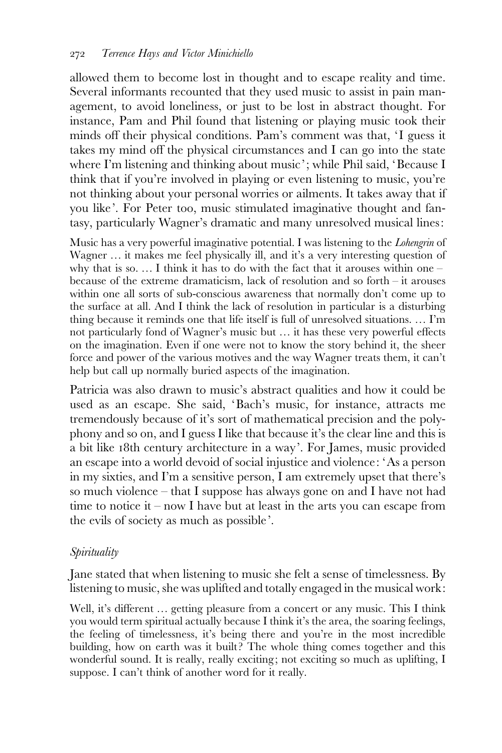allowed them to become lost in thought and to escape reality and time. Several informants recounted that they used music to assist in pain management, to avoid loneliness, or just to be lost in abstract thought. For instance, Pam and Phil found that listening or playing music took their minds off their physical conditions. Pam's comment was that, 'I guess it takes my mind off the physical circumstances and I can go into the state where I'm listening and thinking about music'; while Phil said, 'Because I think that if you're involved in playing or even listening to music, you're not thinking about your personal worries or ailments. It takes away that if you like'. For Peter too, music stimulated imaginative thought and fantasy, particularly Wagner's dramatic and many unresolved musical lines:

> Music has a very powerful imaginative potential. I was listening to the *Lohengrin* of Wagner … it makes me feel physically ill, and it's a very interesting question of why that is so. … I think it has to do with the fact that it arouses within one – because of the extreme dramaticism, lack of resolution and so forth – it arouses within one all sorts of sub-conscious awareness that normally don't come up to the surface at all. And I think the lack of resolution in particular is a disturbing thing because it reminds one that life itself is full of unresolved situations. … I'm not particularly fond of Wagner's music but … it has these very powerful effects on the imagination. Even if one were not to know the story behind it, the sheer force and power of the various motives and the way Wagner treats them, it can't help but call up normally buried aspects of the imagination.

Patricia was also drawn to music's abstract qualities and how it could be used as an escape. She said, 'Bach's music, for instance, attracts me tremendously because of it's sort of mathematical precision and the polyphony and so on, and I guess I like that because it's the clear line and this is a bit like 18th century architecture in a way'. For James, music provided an escape into a world devoid of social injustice and violence: 'As a person in my sixties, and I'm a sensitive person, I am extremely upset that there's so much violence – that I suppose has always gone on and I have not had time to notice it – now I have but at least in the arts you can escape from the evils of society as much as possible'.

### *Spirituality*

Jane stated that when listening to music she felt a sense of timelessness. By listening to music, she was uplifted and totally engaged in the musical work:

> Well, it's different … getting pleasure from a concert or any music. This I think you would term spiritual actually because I think it's the area, the soaring feelings, the feeling of timelessness, it's being there and you're in the most incredible building, how on earth was it built? The whole thing comes together and this wonderful sound. It is really, really exciting; not exciting so much as uplifting, I suppose. I can't think of another word for it really.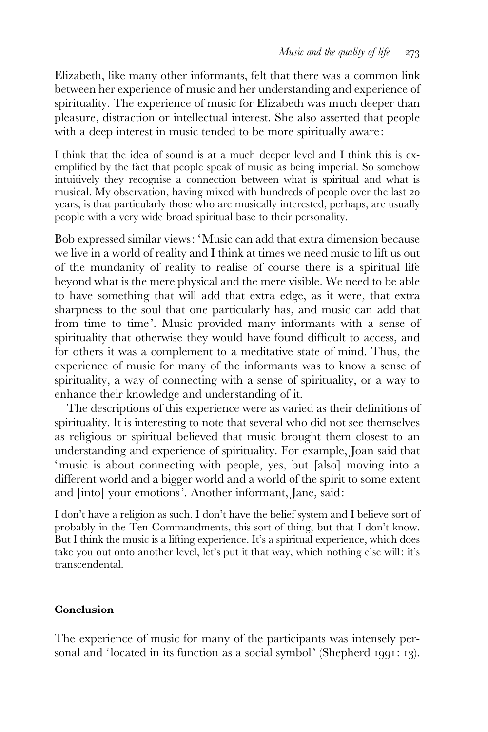Elizabeth, like many other informants, felt that there was a common link between her experience of music and her understanding and experience of spirituality. The experience of music for Elizabeth was much deeper than pleasure, distraction or intellectual interest. She also asserted that people with a deep interest in music tended to be more spiritually aware:

> I think that the idea of sound is at a much deeper level and I think this is exemplified by the fact that people speak of music as being imperial. So somehow intuitively they recognise a connection between what is spiritual and what is musical. My observation, having mixed with hundreds of people over the last 20 years, is that particularly those who are musically interested, perhaps, are usually people with a very wide broad spiritual base to their personality.

Bob expressed similar views: 'Music can add that extra dimension because we live in a world of reality and I think at times we need music to lift us out of the mundanity of reality to realise of course there is a spiritual life beyond what is the mere physical and the mere visible. We need to be able to have something that will add that extra edge, as it were, that extra sharpness to the soul that one particularly has, and music can add that from time to time'. Music provided many informants with a sense of spirituality that otherwise they would have found difficult to access, and for others it was a complement to a meditative state of mind. Thus, the experience of music for many of the informants was to know a sense of spirituality, a way of connecting with a sense of spirituality, or a way to enhance their knowledge and understanding of it.

The descriptions of this experience were as varied as their definitions of spirituality. It is interesting to note that several who did not see themselves as religious or spiritual believed that music brought them closest to an understanding and experience of spirituality. For example, Joan said that 'music is about connecting with people, yes, but [also] moving into a different world and a bigger world and a world of the spirit to some extent and [into] your emotions'. Another informant, Jane, said:

> I don't have a religion as such. I don't have the belief system and I believe sort of probably in the Ten Commandments, this sort of thing, but that I don't know. But I think the music is a lifting experience. It's a spiritual experience, which does take you out onto another level, let's put it that way, which nothing else will: it's transcendental.

## Conclusion

The experience of music for many of the participants was intensely personal and 'located in its function as a social symbol' (Shepherd 1991: 13).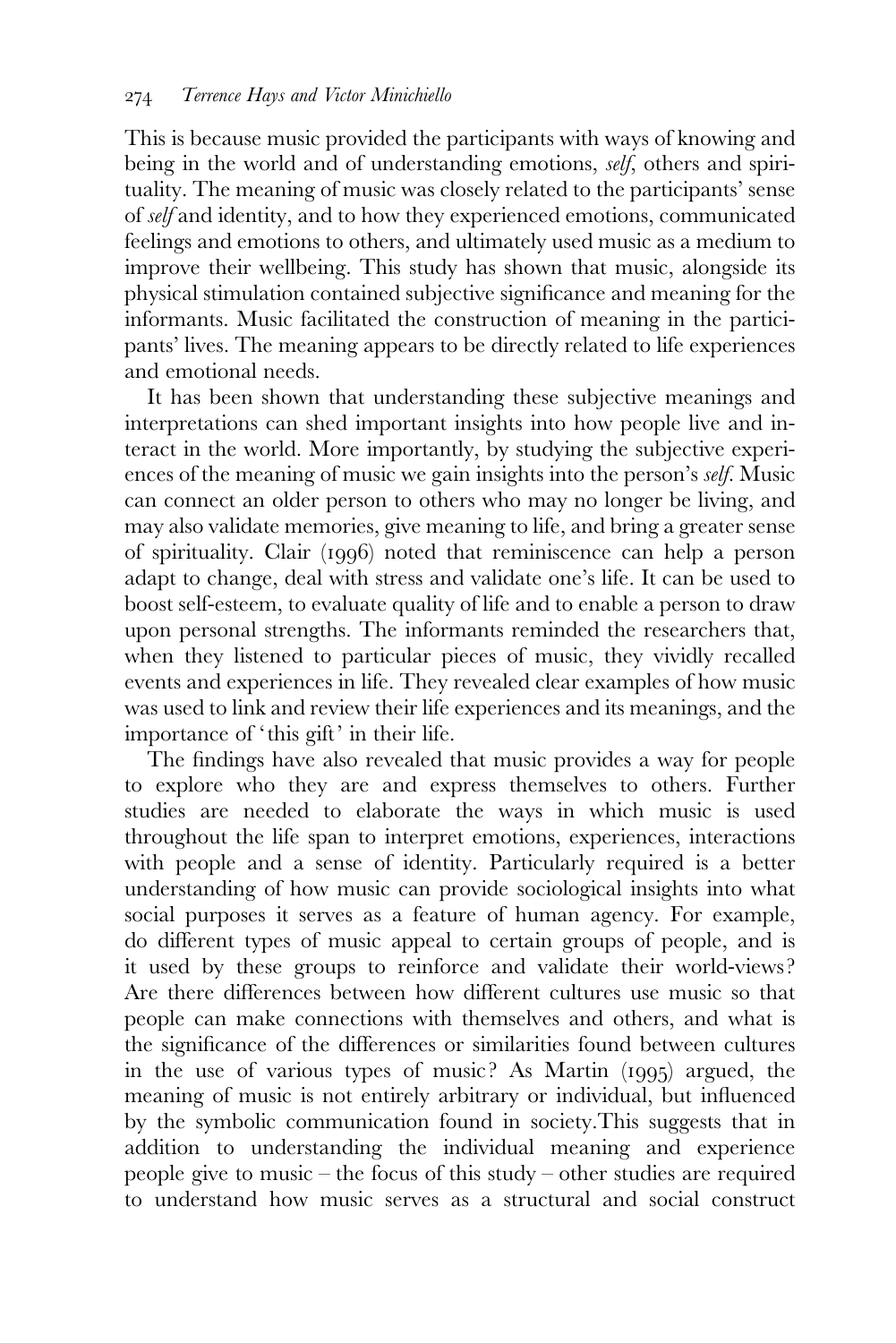This is because music provided the participants with ways of knowing and being in the world and of understanding emotions, *self*, others and spirituality. The meaning of music was closely related to the participants' sense of *self* and identity, and to how they experienced emotions, communicated feelings and emotions to others, and ultimately used music as a medium to improve their wellbeing. This study has shown that music, alongside its physical stimulation contained subjective significance and meaning for the informants. Music facilitated the construction of meaning in the participants' lives. The meaning appears to be directly related to life experiences and emotional needs.

It has been shown that understanding these subjective meanings and interpretations can shed important insights into how people live and interact in the world. More importantly, by studying the subjective experiences of the meaning of music we gain insights into the person's *self*. Music can connect an older person to others who may no longer be living, and may also validate memories, give meaning to life, and bring a greater sense of spirituality. Clair (1996) noted that reminiscence can help a person adapt to change, deal with stress and validate one's life. It can be used to boost self-esteem, to evaluate quality of life and to enable a person to draw upon personal strengths. The informants reminded the researchers that, when they listened to particular pieces of music, they vividly recalled events and experiences in life. They revealed clear examples of how music was used to link and review their life experiences and its meanings, and the importance of 'this gift' in their life.

The findings have also revealed that music provides a way for people to explore who they are and express themselves to others. Further studies are needed to elaborate the ways in which music is used throughout the life span to interpret emotions, experiences, interactions with people and a sense of identity. Particularly required is a better understanding of how music can provide sociological insights into what social purposes it serves as a feature of human agency. For example, do different types of music appeal to certain groups of people, and is it used by these groups to reinforce and validate their world-views? Are there differences between how different cultures use music so that people can make connections with themselves and others, and what is the significance of the differences or similarities found between cultures in the use of various types of music? As Martin (1995) argued, the meaning of music is not entirely arbitrary or individual, but influenced by the symbolic communication found in society.This suggests that in addition to understanding the individual meaning and experience people give to music – the focus of this study – other studies are required to understand how music serves as a structural and social construct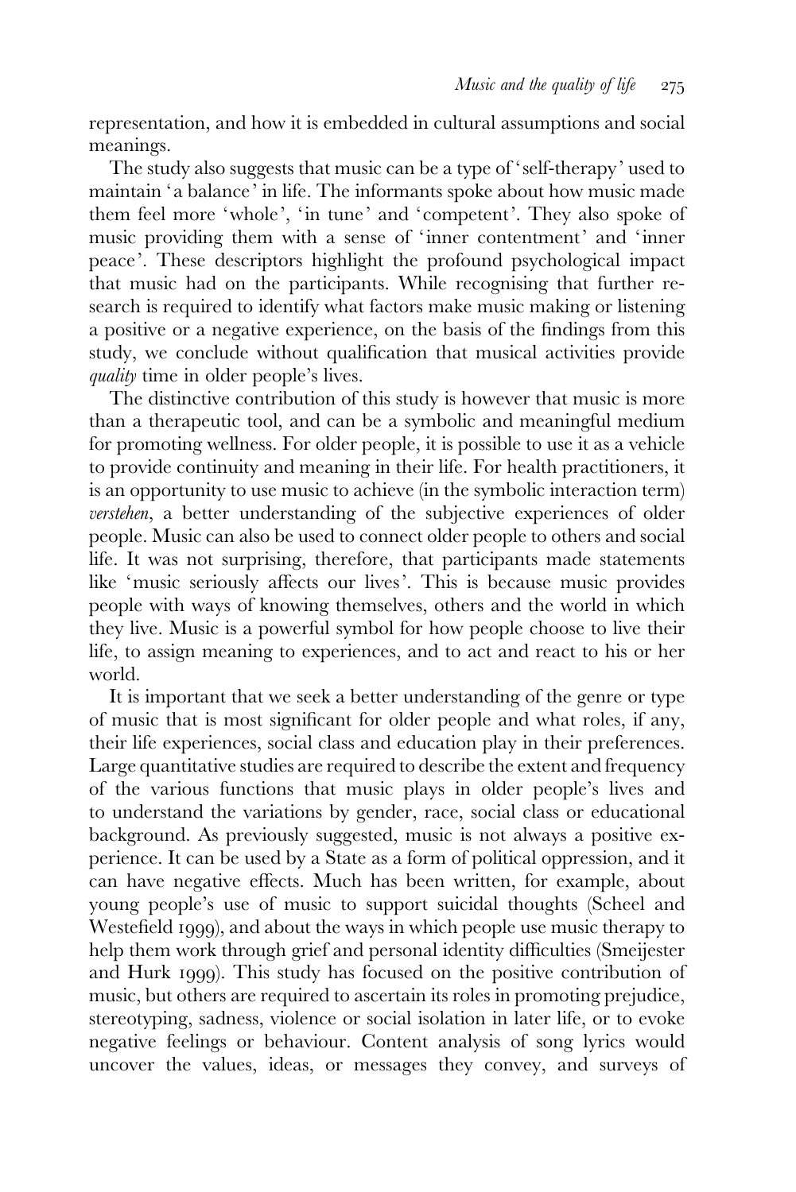representation, and how it is embedded in cultural assumptions and social meanings.

The study also suggests that music can be a type of 'self-therapy' used to maintain 'a balance' in life. The informants spoke about how music made them feel more 'whole', 'in tune' and 'competent'. They also spoke of music providing them with a sense of 'inner contentment' and 'inner peace'. These descriptors highlight the profound psychological impact that music had on the participants. While recognising that further research is required to identify what factors make music making or listening a positive or a negative experience, on the basis of the findings from this study, we conclude without qualification that musical activities provide *quality* time in older people's lives.

The distinctive contribution of this study is however that music is more than a therapeutic tool, and can be a symbolic and meaningful medium for promoting wellness. For older people, it is possible to use it as a vehicle to provide continuity and meaning in their life. For health practitioners, it is an opportunity to use music to achieve (in the symbolic interaction term) *verstehen*, a better understanding of the subjective experiences of older people. Music can also be used to connect older people to others and social life. It was not surprising, therefore, that participants made statements like 'music seriously affects our lives'. This is because music provides people with ways of knowing themselves, others and the world in which they live. Music is a powerful symbol for how people choose to live their life, to assign meaning to experiences, and to act and react to his or her world.

It is important that we seek a better understanding of the genre or type of music that is most significant for older people and what roles, if any, their life experiences, social class and education play in their preferences. Large quantitative studies are required to describe the extent and frequency of the various functions that music plays in older people's lives and to understand the variations by gender, race, social class or educational background. As previously suggested, music is not always a positive experience. It can be used by a State as a form of political oppression, and it can have negative effects. Much has been written, for example, about young people's use of music to support suicidal thoughts (Scheel and Westefield 1999), and about the ways in which people use music therapy to help them work through grief and personal identity difficulties (Smeijester and Hurk 1999). This study has focused on the positive contribution of music, but others are required to ascertain its roles in promoting prejudice, stereotyping, sadness, violence or social isolation in later life, or to evoke negative feelings or behaviour. Content analysis of song lyrics would uncover the values, ideas, or messages they convey, and surveys of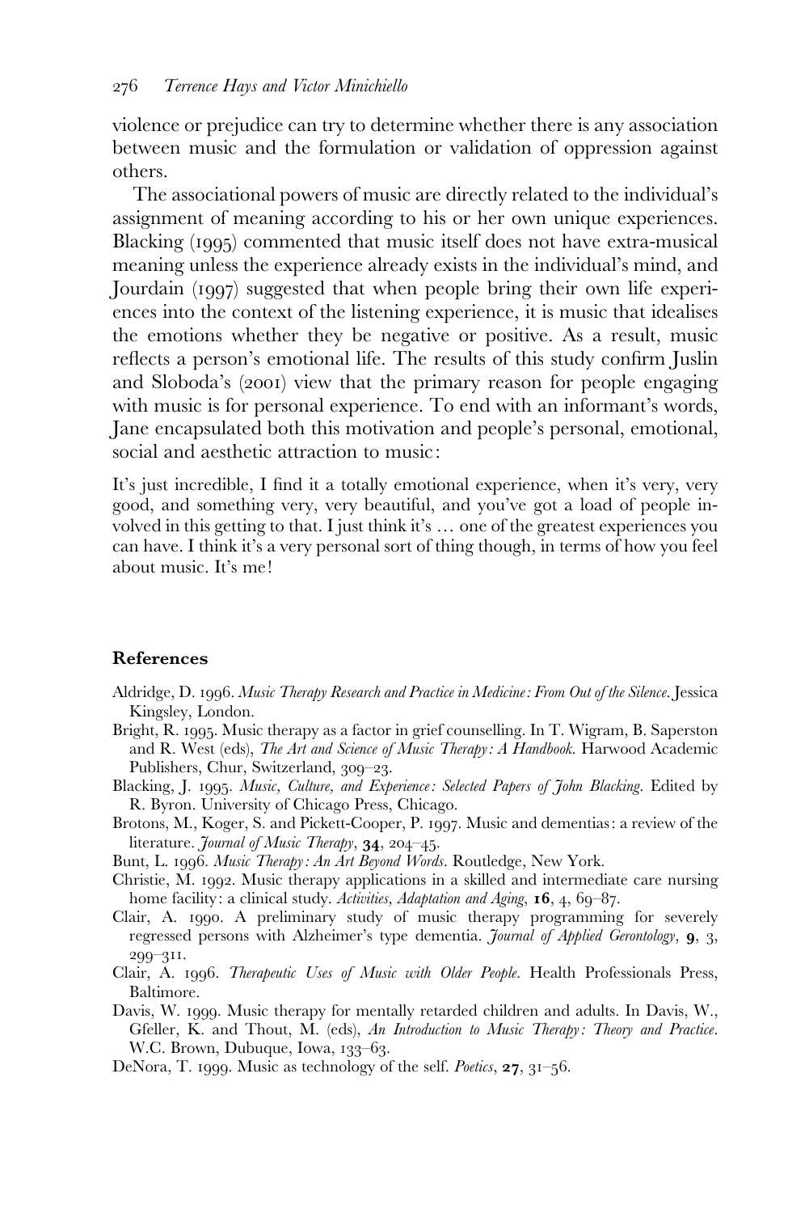violence or prejudice can try to determine whether there is any association between music and the formulation or validation of oppression against others.

The associational powers of music are directly related to the individual's assignment of meaning according to his or her own unique experiences. Blacking (1995) commented that music itself does not have extra-musical meaning unless the experience already exists in the individual's mind, and Jourdain (1997) suggested that when people bring their own life experiences into the context of the listening experience, it is music that idealises the emotions whether they be negative or positive. As a result, music reflects a person's emotional life. The results of this study confirm Juslin and Sloboda's (2001) view that the primary reason for people engaging with music is for personal experience. To end with an informant's words, Jane encapsulated both this motivation and people's personal, emotional, social and aesthetic attraction to music:

> It's just incredible, I find it a totally emotional experience, when it's very, very good, and something very, very beautiful, and you've got a load of people involved in this getting to that. I just think it's … one of the greatest experiences you can have. I think it's a very personal sort of thing though, in terms of how you feel about music. It's me!

## References

Aldridge, D. 1996. *Music Therapy Research and Practice in Medicine: From Out of the Silence*. Jessica Kingsley, London.

Bright, R. 1995. Music therapy as a factor in grief counselling. In T. Wigram, B. Saperston and R. West (eds), *The Art and Science of Music Therapy: A Handbook*. Harwood Academic Publishers, Chur, Switzerland, 309–23.

Blacking, J. 1995. *Music, Culture, and Experience: Selected Papers of John Blacking*. Edited by R. Byron. University of Chicago Press, Chicago.

Brotons, M., Koger, S. and Pickett-Cooper, P. 1997. Music and dementias: a review of the literature. *Journal of Music Therapy*, **34**, 204–45.

Bunt, L. 1996. *Music Therapy: An Art Beyond Words*. Routledge, New York.

Christie, M. 1992. Music therapy applications in a skilled and intermediate care nursing home facility: a clinical study. *Activities, Adaptation and Aging*, **16**, 4, 69–87.

Clair, A. 1990. A preliminary study of music therapy programming for severely regressed persons with Alzheimer's type dementia. *Journal of Applied Gerontology*, **9**, 3, 299–311.

Clair, A. 1996. *Therapeutic Uses of Music with Older People*. Health Professionals Press, Baltimore.

Davis, W. 1999. Music therapy for mentally retarded children and adults. In Davis, W., Gfeller, K. and Thout, M. (eds), *An Introduction to Music Therapy: Theory and Practice*. W.C. Brown, Dubuque, Iowa, 133–63.

DeNora, T. 1999. Music as technology of the self. *Poetics*, **27**, 31–56.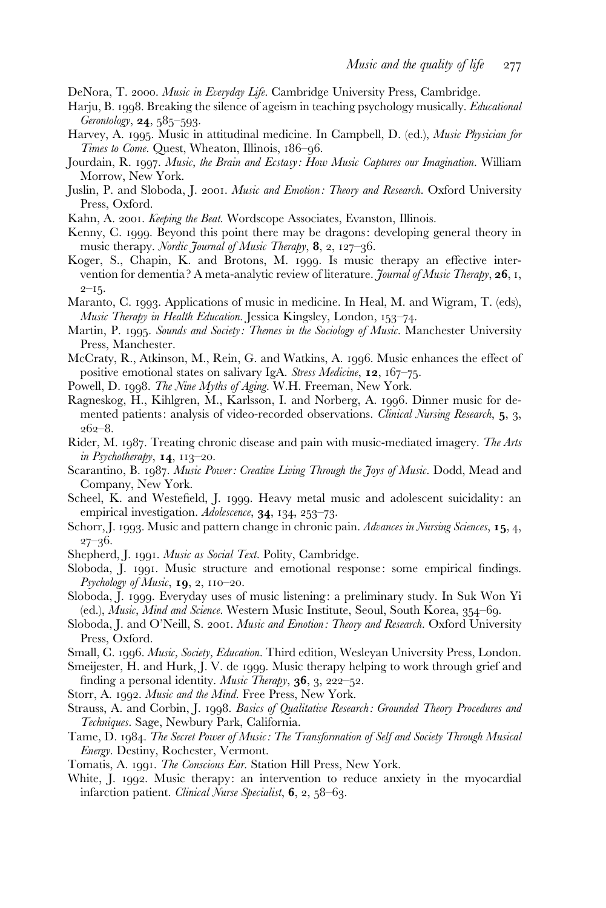DeNora, T. 2000. *Music in Everyday Life*. Cambridge University Press, Cambridge.

Harju, B. 1998. Breaking the silence of ageism in teaching psychology musically. *Educational Gerontology*, **24**, 585–593.

Harvey, A. 1995. Music in attitudinal medicine. In Campbell, D. (ed.), *Music Physician for Times to Come*. Quest, Wheaton, Illinois, 186–96.

Jourdain, R. 1997. *Music, the Brain and Ecstasy: How Music Captures our Imagination*. William Morrow, New York.

Juslin, P. and Sloboda, J. 2001. *Music and Emotion: Theory and Research*. Oxford University Press, Oxford.

Kahn, A. 2001. *Keeping the Beat*. Wordscope Associates, Evanston, Illinois.

Kenny, C. 1999. Beyond this point there may be dragons: developing general theory in music therapy. *Nordic Journal of Music Therapy*, **8**, 2, 127–36.

Koger, S., Chapin, K. and Brotons, M. 1999. Is music therapy an effective intervention for dementia? A meta-analytic review of literature. *Journal of Music Therapy*, **26**, 1, 2–15.

Maranto, C. 1993. Applications of music in medicine. In Heal, M. and Wigram, T. (eds), *Music Therapy in Health Education*. Jessica Kingsley, London, 153–74.

Martin, P. 1995. *Sounds and Society: Themes in the Sociology of Music*. Manchester University Press, Manchester.

McCraty, R., Atkinson, M., Rein, G. and Watkins, A. 1996. Music enhances the effect of positive emotional states on salivary IgA. *Stress Medicine*, **12**, 167–75.

Powell, D. 1998. *The Nine Myths of Aging*. W.H. Freeman, New York.

Ragneskog, H., Kihlgren, M., Karlsson, I. and Norberg, A. 1996. Dinner music for demented patients: analysis of video-recorded observations. *Clinical Nursing Research*, **5**, 3, 262–8.

Rider, M. 1987. Treating chronic disease and pain with music-mediated imagery. *The Arts in Psychotherapy*, **14**, 113–20.

Scarantino, B. 1987. *Music Power: Creative Living Through the Joys of Music*. Dodd, Mead and Company, New York.

Scheel, K. and Westefield, J. 1999. Heavy metal music and adolescent suicidality: an empirical investigation. *Adolescence*, **34**, 134, 253–73.

Schorr, J. 1993. Music and pattern change in chronic pain. *Advances in Nursing Sciences*, **15**, 4, 27–36.

Shepherd, J. 1991. *Music as Social Text*. Polity, Cambridge.

Sloboda, J. 1991. Music structure and emotional response: some empirical findings. *Psychology of Music*, **19**, 2, 110–20.

Sloboda, J. 1999. Everyday uses of music listening: a preliminary study. In Suk Won Yi (ed.), *Music, Mind and Science*. Western Music Institute, Seoul, South Korea, 354–69.

Sloboda, J. and O'Neill, S. 2001. *Music and Emotion: Theory and Research*. Oxford University Press, Oxford.

Small, C. 1996. *Music, Society, Education*. Third edition, Wesleyan University Press, London.

Smeijester, H. and Hurk, J. V. de 1999. Music therapy helping to work through grief and finding a personal identity. *Music Therapy*, **36**, 3, 222–52.

Storr, A. 1992. *Music and the Mind*. Free Press, New York.

Strauss, A. and Corbin, J. 1998. *Basics of Qualitative Research: Grounded Theory Procedures and Techniques*. Sage, Newbury Park, California.

Tame, D. 1984. *The Secret Power of Music: The Transformation of Self and Society Through Musical Energy*. Destiny, Rochester, Vermont.

Tomatis, A. 1991. *The Conscious Ear*. Station Hill Press, New York.

White, J. 1992. Music therapy: an intervention to reduce anxiety in the myocardial infarction patient. *Clinical Nurse Specialist*, **6**, 2, 58–63.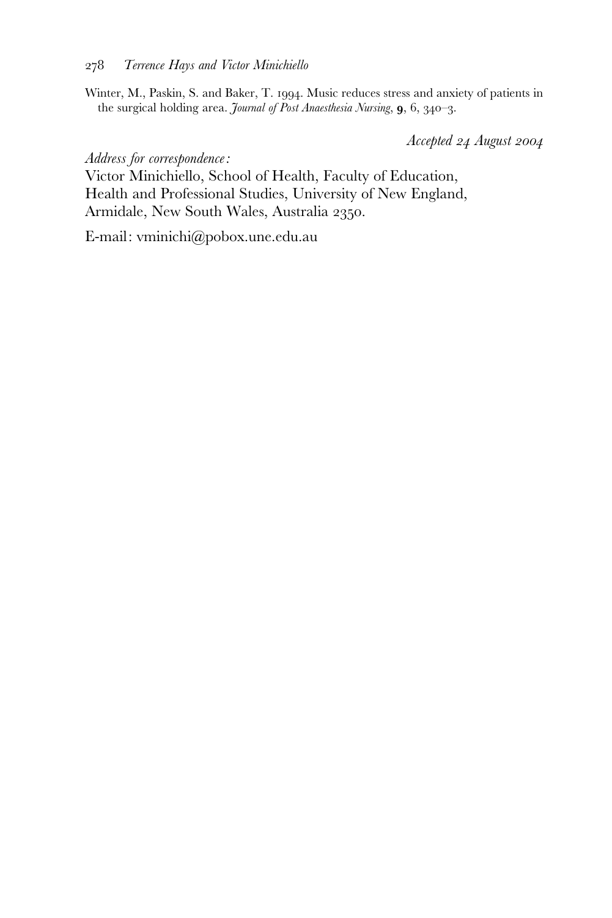Winter, M., Paskin, S. and Baker, T. 1994. Music reduces stress and anxiety of patients in the surgical holding area. *Journal of Post Anaesthesia Nursing*, **9**, 6, 340–3.

*Accepted 24 August 2004*

*Address for correspondence:*
Victor Minichiello, School of Health, Faculty of Education, Health and Professional Studies, University of New England, Armidale, New South Wales, Australia 2350.

E-mail: vminichi@pobox.une.edu.au